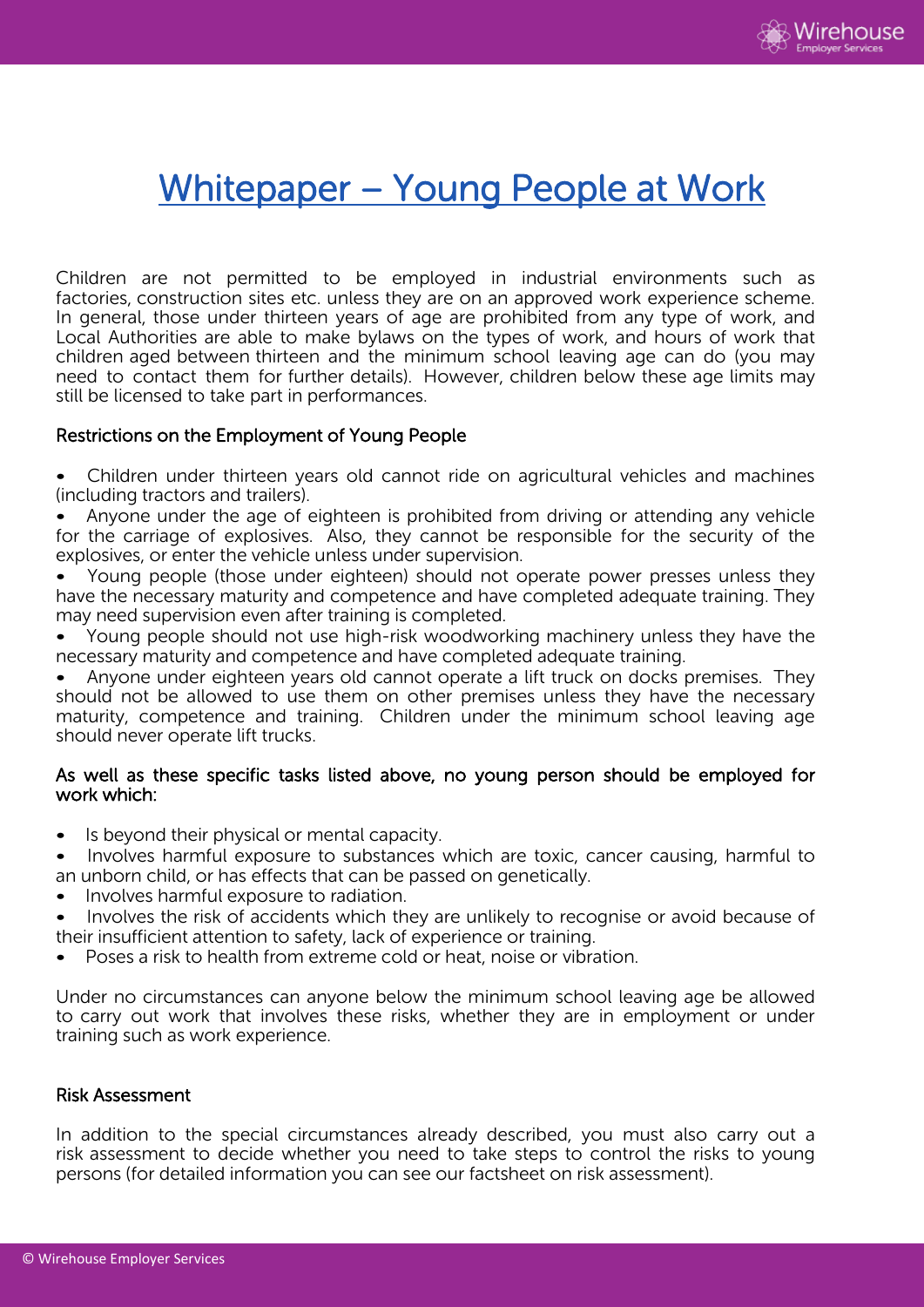# Whitepaper – Young People at Work

Children are not permitted to be employed in industrial environments such as factories, construction sites etc. unless they are on an approved work experience scheme. In general, those under thirteen years of age are prohibited from any type of work, and Local Authorities are able to make bylaws on the types of work, and hours of work that children aged between thirteen and the minimum school leaving age can do (you may need to contact them for further details). However, children below these age limits may still be licensed to take part in performances.

## Restrictions on the Employment of Young People

- Children under thirteen years old cannot ride on agricultural vehicles and machines (including tractors and trailers).
- Anyone under the age of eighteen is prohibited from driving or attending any vehicle for the carriage of explosives. Also, they cannot be responsible for the security of the explosives, or enter the vehicle unless under supervision.
- Young people (those under eighteen) should not operate power presses unless they have the necessary maturity and competence and have completed adequate training. They may need supervision even after training is completed.
- Young people should not use high-risk woodworking machinery unless they have the necessary maturity and competence and have completed adequate training.
- Anyone under eighteen years old cannot operate a lift truck on docks premises. They should not be allowed to use them on other premises unless they have the necessary maturity, competence and training. Children under the minimum school leaving age should never operate lift trucks.

### As well as these specific tasks listed above, no young person should be employed for work which:

- Is beyond their physical or mental capacity.
- Involves harmful exposure to substances which are toxic, cancer causing, harmful to an unborn child, or has effects that can be passed on genetically.
- Involves harmful exposure to radiation.
- Involves the risk of accidents which they are unlikely to recognise or avoid because of their insufficient attention to safety, lack of experience or training.
- Poses a risk to health from extreme cold or heat, noise or vibration.

Under no circumstances can anyone below the minimum school leaving age be allowed to carry out work that involves these risks, whether they are in employment or under training such as work experience.

## Risk Assessment

In addition to the special circumstances already described, you must also carry out a risk assessment to decide whether you need to take steps to control the risks to young persons (for detailed information you can see our factsheet on risk assessment).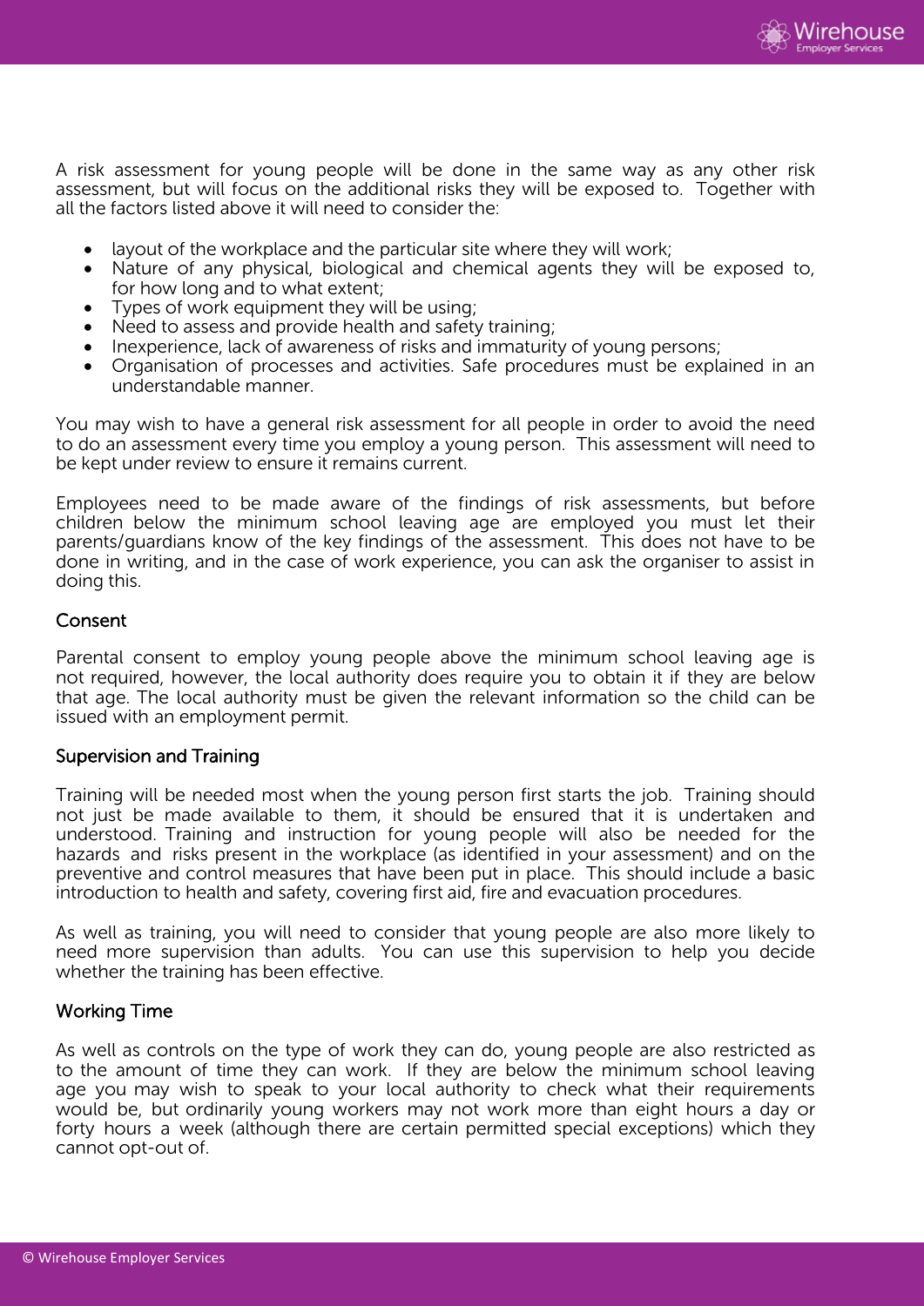A risk assessment for young people will be done in the same way as any other risk assessment, but will focus on the additional risks they will be exposed to. Together with all the factors listed above it will need to consider the:

- layout of the workplace and the particular site where they will work;
- Nature of any physical, biological and chemical agents they will be exposed to, for how long and to what extent;
- Types of work equipment they will be using;
- Need to assess and provide health and safety training;
- Inexperience, lack of awareness of risks and immaturity of young persons;
- Organisation of processes and activities. Safe procedures must be explained in an understandable manner.

You may wish to have a general risk assessment for all people in order to avoid the need to do an assessment every time you employ a young person. This assessment will need to be kept under review to ensure it remains current.

Employees need to be made aware of the findings of risk assessments, but before children below the minimum school leaving age are employed you must let their parents/guardians know of the key findings of the assessment. This does not have to be done in writing, and in the case of work experience, you can ask the organiser to assist in doing this.

### Consent

Parental consent to employ young people above the minimum school leaving age is not required, however, the local authority does require you to obtain it if they are below that age. The local authority must be given the relevant information so the child can be issued with an employment permit.

### Supervision and Training

Training will be needed most when the young person first starts the job. Training should not just be made available to them, it should be ensured that it is undertaken and understood. Training and instruction for young people will also be needed for the hazards and risks present in the workplace (as identified in your assessment) and on the preventive and control measures that have been put in place. This should include a basic introduction to health and safety, covering first aid, fire and evacuation procedures.

As well as training, you will need to consider that young people are also more likely to need more supervision than adults. You can use this supervision to help you decide whether the training has been effective.

### Working Time

As well as controls on the type of work they can do, young people are also restricted as to the amount of time they can work. If they are below the minimum school leaving age you may wish to speak to your local authority to check what their requirements would be, but ordinarily young workers may not work more than eight hours a day or forty hours a week (although there are certain permitted special exceptions) which they cannot opt-out of.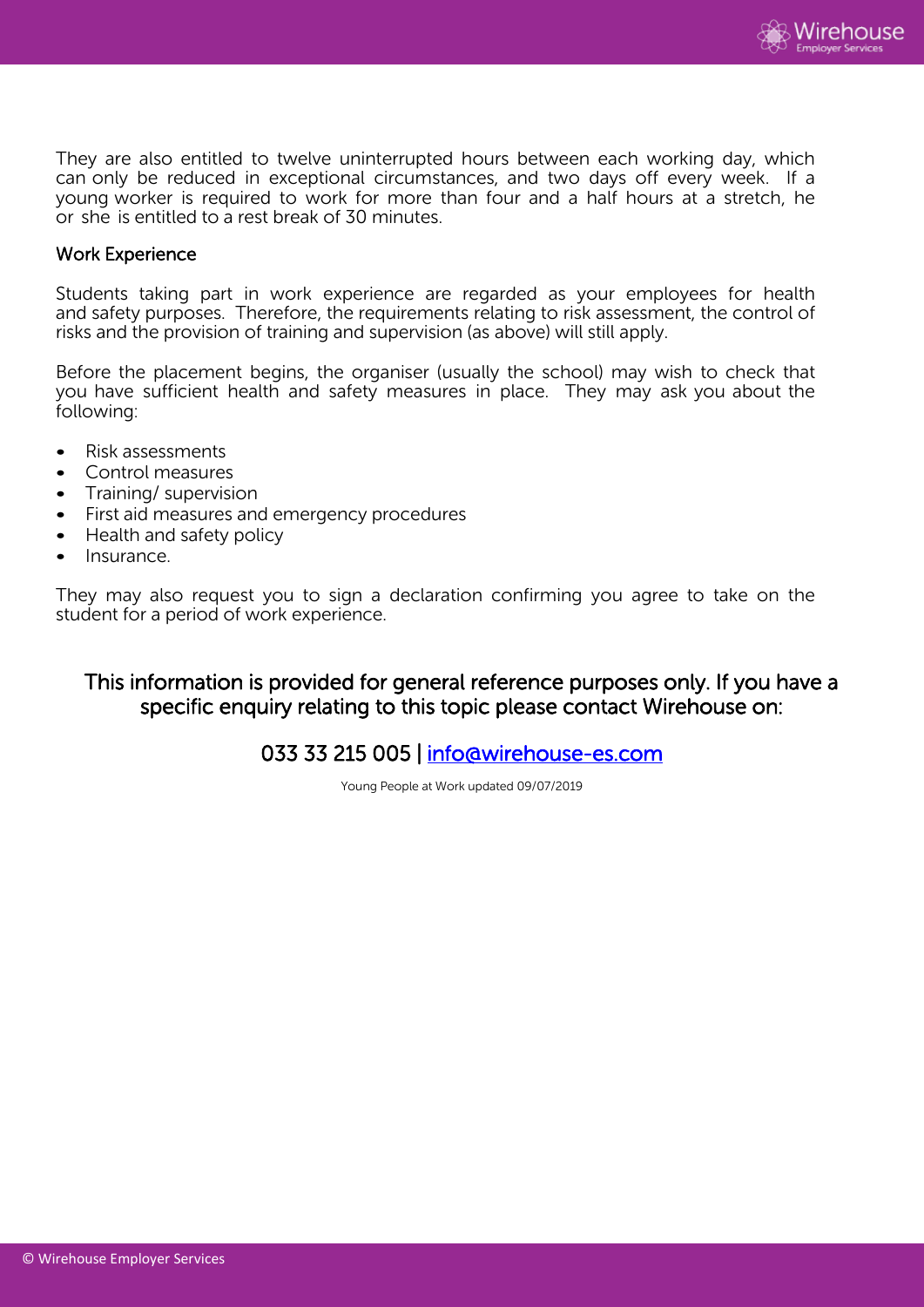They are also entitled to twelve uninterrupted hours between each working day, which can only be reduced in exceptional circumstances, and two days off every week. If a young worker is required to work for more than four and a half hours at a stretch, he or she is entitled to a rest break of 30 minutes.

## Work Experience

Students taking part in work experience are regarded as your employees for health and safety purposes. Therefore, the requirements relating to risk assessment, the control of risks and the provision of training and supervision (as above) will still apply.

Before the placement begins, the organiser (usually the school) may wish to check that you have sufficient health and safety measures in place. They may ask you about the following:

- Risk assessments
- Control measures
- Training/ supervision
- First aid measures and emergency procedures
- Health and safety policy
- Insurance.

They may also request you to sign a declaration confirming you agree to take on the student for a period of work experience.

This information is provided for general reference purposes only. If you have a specific enquiry relating to this topic please contact Wirehouse on:

033 33 215 005 | info@wirehouse-es.com

Young People at Work updated 09/07/2019